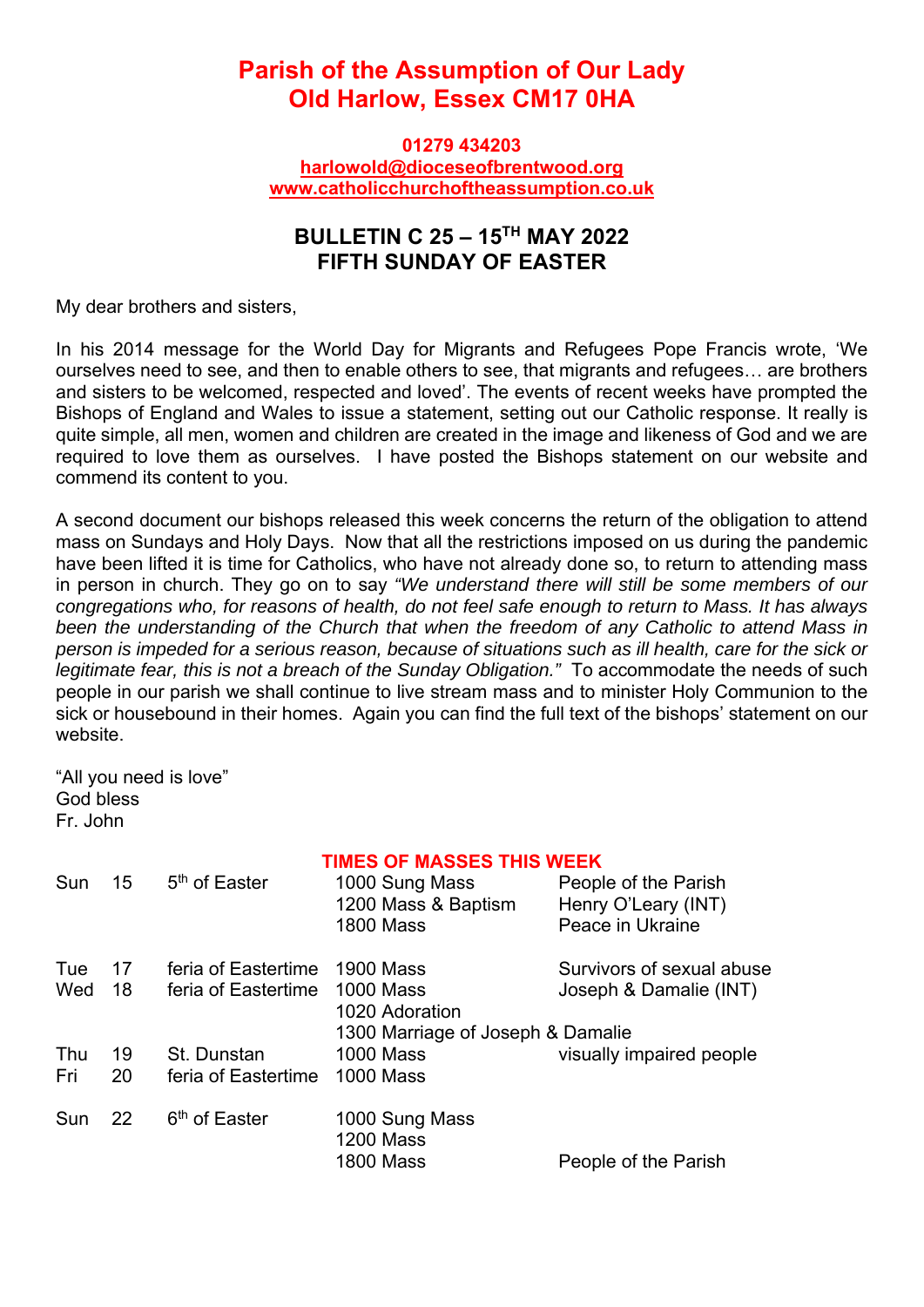# Parish of the Assumption of Our Lady
# Old Harlow, Essex CM17 0HA

**01279 434203**
**harlowold@dioceseofbrentwood.org**
**www.catholicchurchoftheassumption.co.uk**

## BULLETIN C 25 – 15TH MAY 2022
## FIFTH SUNDAY OF EASTER

My dear brothers and sisters,

In his 2014 message for the World Day for Migrants and Refugees Pope Francis wrote, 'We ourselves need to see, and then to enable others to see, that migrants and refugees… are brothers and sisters to be welcomed, respected and loved'. The events of recent weeks have prompted the Bishops of England and Wales to issue a statement, setting out our Catholic response. It really is quite simple, all men, women and children are created in the image and likeness of God and we are required to love them as ourselves. I have posted the Bishops statement on our website and commend its content to you.

A second document our bishops released this week concerns the return of the obligation to attend mass on Sundays and Holy Days. Now that all the restrictions imposed on us during the pandemic have been lifted it is time for Catholics, who have not already done so, to return to attending mass in person in church. They go on to say *"We understand there will still be some members of our congregations who, for reasons of health, do not feel safe enough to return to Mass. It has always been the understanding of the Church that when the freedom of any Catholic to attend Mass in person is impeded for a serious reason, because of situations such as ill health, care for the sick or legitimate fear, this is not a breach of the Sunday Obligation."* To accommodate the needs of such people in our parish we shall continue to live stream mass and to minister Holy Communion to the sick or housebound in their homes. Again you can find the full text of the bishops' statement on our website.

"All you need is love"
God bless
Fr. John

### TIMES OF MASSES THIS WEEK

| | | | | |
|---|---|---|---|---|
| Sun | 15 | 5th of Easter | 1000 Sung Mass | People of the Parish |
| | | | 1200 Mass & Baptism | Henry O'Leary (INT) |
| | | | 1800 Mass | Peace in Ukraine |
| Tue | 17 | feria of Eastertime | 1900 Mass | Survivors of sexual abuse |
| Wed | 18 | feria of Eastertime | 1000 Mass | Joseph & Damalie (INT) |
| | | | 1020 Adoration | |
| | | | 1300 Marriage of Joseph & Damalie | |
| Thu | 19 | St. Dunstan | 1000 Mass | visually impaired people |
| Fri | 20 | feria of Eastertime | 1000 Mass | |
| Sun | 22 | 6th of Easter | 1000 Sung Mass | |
| | | | 1200 Mass | |
| | | | 1800 Mass | People of the Parish |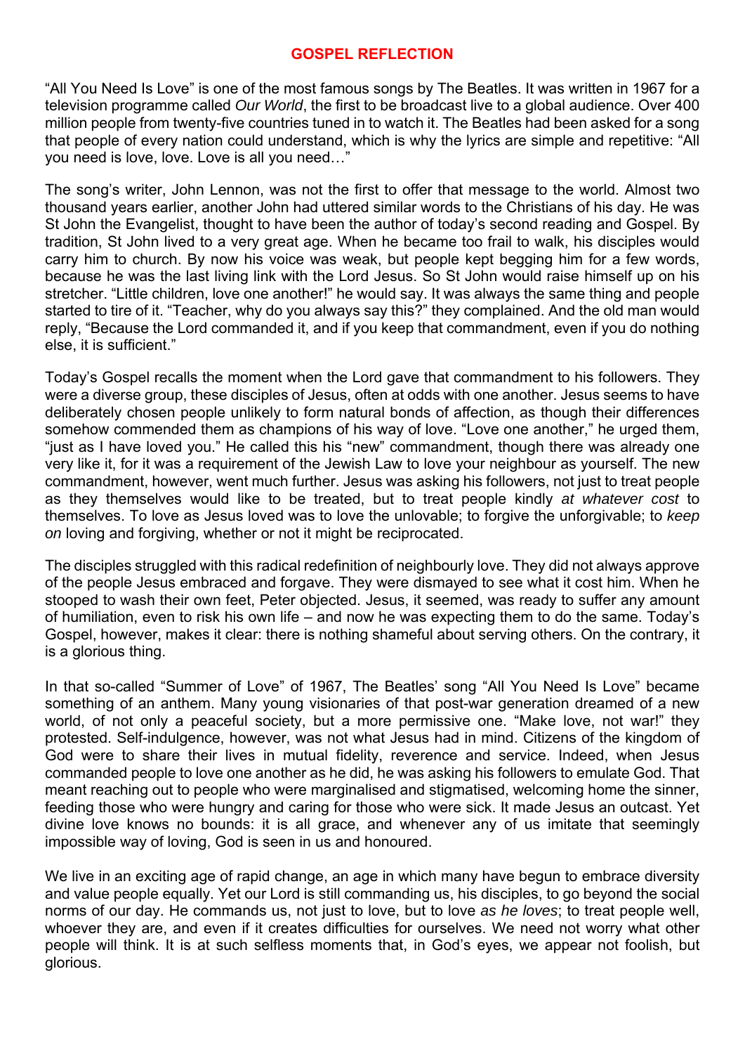# GOSPEL REFLECTION

"All You Need Is Love" is one of the most famous songs by The Beatles. It was written in 1967 for a television programme called *Our World*, the first to be broadcast live to a global audience. Over 400 million people from twenty-five countries tuned in to watch it. The Beatles had been asked for a song that people of every nation could understand, which is why the lyrics are simple and repetitive: "All you need is love, love. Love is all you need…"

The song's writer, John Lennon, was not the first to offer that message to the world. Almost two thousand years earlier, another John had uttered similar words to the Christians of his day. He was St John the Evangelist, thought to have been the author of today's second reading and Gospel. By tradition, St John lived to a very great age. When he became too frail to walk, his disciples would carry him to church. By now his voice was weak, but people kept begging him for a few words, because he was the last living link with the Lord Jesus. So St John would raise himself up on his stretcher. "Little children, love one another!" he would say. It was always the same thing and people started to tire of it. "Teacher, why do you always say this?" they complained. And the old man would reply, "Because the Lord commanded it, and if you keep that commandment, even if you do nothing else, it is sufficient."

Today's Gospel recalls the moment when the Lord gave that commandment to his followers. They were a diverse group, these disciples of Jesus, often at odds with one another. Jesus seems to have deliberately chosen people unlikely to form natural bonds of affection, as though their differences somehow commended them as champions of his way of love. "Love one another," he urged them, "just as I have loved you." He called this his "new" commandment, though there was already one very like it, for it was a requirement of the Jewish Law to love your neighbour as yourself. The new commandment, however, went much further. Jesus was asking his followers, not just to treat people as they themselves would like to be treated, but to treat people kindly *at whatever cost* to themselves. To love as Jesus loved was to love the unlovable; to forgive the unforgivable; to *keep on* loving and forgiving, whether or not it might be reciprocated.

The disciples struggled with this radical redefinition of neighbourly love. They did not always approve of the people Jesus embraced and forgave. They were dismayed to see what it cost him. When he stooped to wash their own feet, Peter objected. Jesus, it seemed, was ready to suffer any amount of humiliation, even to risk his own life – and now he was expecting them to do the same. Today's Gospel, however, makes it clear: there is nothing shameful about serving others. On the contrary, it is a glorious thing.

In that so-called "Summer of Love" of 1967, The Beatles' song "All You Need Is Love" became something of an anthem. Many young visionaries of that post-war generation dreamed of a new world, of not only a peaceful society, but a more permissive one. "Make love, not war!" they protested. Self-indulgence, however, was not what Jesus had in mind. Citizens of the kingdom of God were to share their lives in mutual fidelity, reverence and service. Indeed, when Jesus commanded people to love one another as he did, he was asking his followers to emulate God. That meant reaching out to people who were marginalised and stigmatised, welcoming home the sinner, feeding those who were hungry and caring for those who were sick. It made Jesus an outcast. Yet divine love knows no bounds: it is all grace, and whenever any of us imitate that seemingly impossible way of loving, God is seen in us and honoured.

We live in an exciting age of rapid change, an age in which many have begun to embrace diversity and value people equally. Yet our Lord is still commanding us, his disciples, to go beyond the social norms of our day. He commands us, not just to love, but to love *as he loves*; to treat people well, whoever they are, and even if it creates difficulties for ourselves. We need not worry what other people will think. It is at such selfless moments that, in God's eyes, we appear not foolish, but glorious.